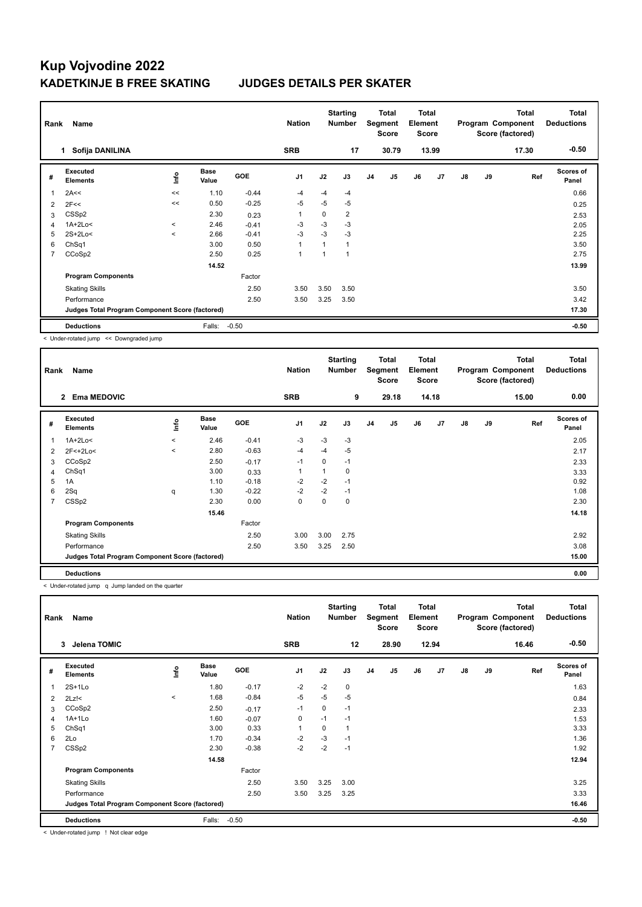# Kup Vojvodine 2022

## KADETKINJE B FREE SKATING JUDGES DETAILS PER SKATER

| Rank | Name | Nation | Starting Number | Total Segment Score | Total Element Score | Total Program Component Score (factored) | Total Deductions |
|---|---|---|---|---|---|---|---|
| 1 | Sofija DANILINA | SRB | 17 | 30.79 | 13.99 | 17.30 | -0.50 |

| # | Executed Elements | Info | Base Value | GOE | J1 | J2 | J3 | J4 | J5 | J6 | J7 | J8 | J9 | Ref | Scores of Panel |
|---|---|---|---|---|---|---|---|---|---|---|---|---|---|---|---|
| 1 | 2A<< | << | 1.10 | -0.44 | -4 | -4 | -4 | | | | | | | | 0.66 |
| 2 | 2F<< | << | 0.50 | -0.25 | -5 | -5 | -5 | | | | | | | | 0.25 |
| 3 | CSSp2 | | 2.30 | 0.23 | 1 | 0 | 2 | | | | | | | | 2.53 |
| 4 | 1A+2Lo< | < | 2.46 | -0.41 | -3 | -3 | -3 | | | | | | | | 2.05 |
| 5 | 2S+2Lo< | < | 2.66 | -0.41 | -3 | -3 | -3 | | | | | | | | 2.25 |
| 6 | ChSq1 | | 3.00 | 0.50 | 1 | 1 | 1 | | | | | | | | 3.50 |
| 7 | CCoSp2 | | 2.50 | 0.25 | 1 | 1 | 1 | | | | | | | | 2.75 |
| | | | 14.52 | | | | | | | | | | | | 13.99 |
| | Program Components | | | Factor | | | | | | | | | | | |
| | Skating Skills | | | 2.50 | 3.50 | 3.50 | 3.50 | | | | | | | | 3.50 |
| | Performance | | | 2.50 | 3.50 | 3.25 | 3.50 | | | | | | | | 3.42 |
| | Judges Total Program Component Score (factored) | | | | | | | | | | | | | | 17.30 |
| | Deductions | | Falls: | -0.50 | | | | | | | | | | | -0.50 |

< Under-rotated jump << Downgraded jump

| Rank | Name | Nation | Starting Number | Total Segment Score | Total Element Score | Total Program Component Score (factored) | Total Deductions |
|---|---|---|---|---|---|---|---|
| 2 | Ema MEDOVIC | SRB | 9 | 29.18 | 14.18 | 15.00 | 0.00 |

| # | Executed Elements | Info | Base Value | GOE | J1 | J2 | J3 | J4 | J5 | J6 | J7 | J8 | J9 | Ref | Scores of Panel |
|---|---|---|---|---|---|---|---|---|---|---|---|---|---|---|---|
| 1 | 1A+2Lo< | < | 2.46 | -0.41 | -3 | -3 | -3 | | | | | | | | 2.05 |
| 2 | 2F<+2Lo< | < | 2.80 | -0.63 | -4 | -4 | -5 | | | | | | | | 2.17 |
| 3 | CCoSp2 | | 2.50 | -0.17 | -1 | 0 | -1 | | | | | | | | 2.33 |
| 4 | ChSq1 | | 3.00 | 0.33 | 1 | 1 | 0 | | | | | | | | 3.33 |
| 5 | 1A | | 1.10 | -0.18 | -2 | -2 | -1 | | | | | | | | 0.92 |
| 6 | 2Sq | q | 1.30 | -0.22 | -2 | -2 | -1 | | | | | | | | 1.08 |
| 7 | CSSp2 | | 2.30 | 0.00 | 0 | 0 | 0 | | | | | | | | 2.30 |
| | | | 15.46 | | | | | | | | | | | | 14.18 |
| | Program Components | | | Factor | | | | | | | | | | | |
| | Skating Skills | | | 2.50 | 3.00 | 3.00 | 2.75 | | | | | | | | 2.92 |
| | Performance | | | 2.50 | 3.50 | 3.25 | 2.50 | | | | | | | | 3.08 |
| | Judges Total Program Component Score (factored) | | | | | | | | | | | | | | 15.00 |
| | Deductions | | | | | | | | | | | | | | 0.00 |

< Under-rotated jump q Jump landed on the quarter

| Rank | Name | Nation | Starting Number | Total Segment Score | Total Element Score | Total Program Component Score (factored) | Total Deductions |
|---|---|---|---|---|---|---|---|
| 3 | Jelena TOMIC | SRB | 12 | 28.90 | 12.94 | 16.46 | -0.50 |

| # | Executed Elements | Info | Base Value | GOE | J1 | J2 | J3 | J4 | J5 | J6 | J7 | J8 | J9 | Ref | Scores of Panel |
|---|---|---|---|---|---|---|---|---|---|---|---|---|---|---|---|
| 1 | 2S+1Lo | | 1.80 | -0.17 | -2 | -2 | 0 | | | | | | | | 1.63 |
| 2 | 2Lz!< | < | 1.68 | -0.84 | -5 | -5 | -5 | | | | | | | | 0.84 |
| 3 | CCoSp2 | | 2.50 | -0.17 | -1 | 0 | -1 | | | | | | | | 2.33 |
| 4 | 1A+1Lo | | 1.60 | -0.07 | 0 | -1 | -1 | | | | | | | | 1.53 |
| 5 | ChSq1 | | 3.00 | 0.33 | 1 | 0 | 1 | | | | | | | | 3.33 |
| 6 | 2Lo | | 1.70 | -0.34 | -2 | -3 | -1 | | | | | | | | 1.36 |
| 7 | CSSp2 | | 2.30 | -0.38 | -2 | -2 | -1 | | | | | | | | 1.92 |
| | | | 14.58 | | | | | | | | | | | | 12.94 |
| | Program Components | | | Factor | | | | | | | | | | | |
| | Skating Skills | | | 2.50 | 3.50 | 3.25 | 3.00 | | | | | | | | 3.25 |
| | Performance | | | 2.50 | 3.50 | 3.25 | 3.25 | | | | | | | | 3.33 |
| | Judges Total Program Component Score (factored) | | | | | | | | | | | | | | 16.46 |
| | Deductions | | Falls: | -0.50 | | | | | | | | | | | -0.50 |

< Under-rotated jump ! Not clear edge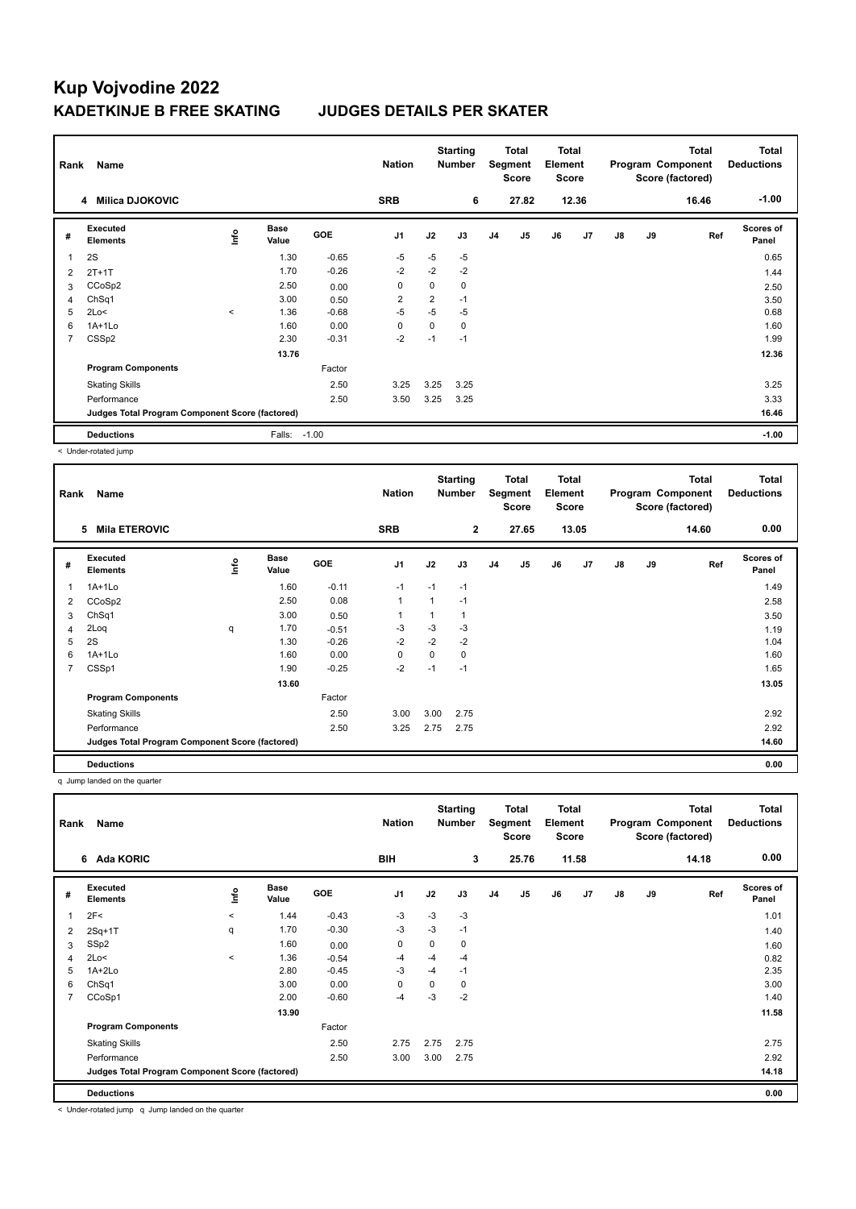# Kup Vojvodine 2022

## KADETKINJE B FREE SKATING JUDGES DETAILS PER SKATER

| Rank | Name | Nation | Starting Number | Total Segment Score | Total Element Score | Total Program Component Score (factored) | Total Deductions |
|---|---|---|---|---|---|---|---|
| 4 | Milica DJOKOVIC | SRB | 6 | 27.82 | 12.36 | 16.46 | -1.00 |

| # | Executed Elements | Info | Base Value | GOE | J1 | J2 | J3 | J4 | J5 | J6 | J7 | J8 | J9 | Ref | Scores of Panel |
|---|---|---|---|---|---|---|---|---|---|---|---|---|---|---|---|
| 1 | 2S | | 1.30 | -0.65 | -5 | -5 | -5 | | | | | | | | 0.65 |
| 2 | 2T+1T | | 1.70 | -0.26 | -2 | -2 | -2 | | | | | | | | 1.44 |
| 3 | CCoSp2 | | 2.50 | 0.00 | 0 | 0 | 0 | | | | | | | | 2.50 |
| 4 | ChSq1 | | 3.00 | 0.50 | 2 | 2 | -1 | | | | | | | | 3.50 |
| 5 | 2Lo< | < | 1.36 | -0.68 | -5 | -5 | -5 | | | | | | | | 0.68 |
| 6 | 1A+1Lo | | 1.60 | 0.00 | 0 | 0 | 0 | | | | | | | | 1.60 |
| 7 | CSSp2 | | 2.30 | -0.31 | -2 | -1 | -1 | | | | | | | | 1.99 |
| | | | 13.76 | | | | | | | | | | | | 12.36 |
| | Program Components | | | Factor | | | | | | | | | | | |
| | Skating Skills | | | 2.50 | 3.25 | 3.25 | 3.25 | | | | | | | | 3.25 |
| | Performance | | | 2.50 | 3.50 | 3.25 | 3.25 | | | | | | | | 3.33 |
| | Judges Total Program Component Score (factored) | | | | | | | | | | | | | | 16.46 |
| | Deductions | | Falls: | -1.00 | | | | | | | | | | | -1.00 |

< Under-rotated jump

| Rank | Name | Nation | Starting Number | Total Segment Score | Total Element Score | Total Program Component Score (factored) | Total Deductions |
|---|---|---|---|---|---|---|---|
| 5 | Mila ETEROVIC | SRB | 2 | 27.65 | 13.05 | 14.60 | 0.00 |

| # | Executed Elements | Info | Base Value | GOE | J1 | J2 | J3 | J4 | J5 | J6 | J7 | J8 | J9 | Ref | Scores of Panel |
|---|---|---|---|---|---|---|---|---|---|---|---|---|---|---|---|
| 1 | 1A+1Lo | | 1.60 | -0.11 | -1 | -1 | -1 | | | | | | | | 1.49 |
| 2 | CCoSp2 | | 2.50 | 0.08 | 1 | 1 | -1 | | | | | | | | 2.58 |
| 3 | ChSq1 | | 3.00 | 0.50 | 1 | 1 | 1 | | | | | | | | 3.50 |
| 4 | 2Loq | q | 1.70 | -0.51 | -3 | -3 | -3 | | | | | | | | 1.19 |
| 5 | 2S | | 1.30 | -0.26 | -2 | -2 | -2 | | | | | | | | 1.04 |
| 6 | 1A+1Lo | | 1.60 | 0.00 | 0 | 0 | 0 | | | | | | | | 1.60 |
| 7 | CSSp1 | | 1.90 | -0.25 | -2 | -1 | -1 | | | | | | | | 1.65 |
| | | | 13.60 | | | | | | | | | | | | 13.05 |
| | Program Components | | | Factor | | | | | | | | | | | |
| | Skating Skills | | | 2.50 | 3.00 | 3.00 | 2.75 | | | | | | | | 2.92 |
| | Performance | | | 2.50 | 3.25 | 2.75 | 2.75 | | | | | | | | 2.92 |
| | Judges Total Program Component Score (factored) | | | | | | | | | | | | | | 14.60 |
| | Deductions | | | | | | | | | | | | | | 0.00 |

q Jump landed on the quarter

| Rank | Name | Nation | Starting Number | Total Segment Score | Total Element Score | Total Program Component Score (factored) | Total Deductions |
|---|---|---|---|---|---|---|---|
| 6 | Ada KORIC | BIH | 3 | 25.76 | 11.58 | 14.18 | 0.00 |

| # | Executed Elements | Info | Base Value | GOE | J1 | J2 | J3 | J4 | J5 | J6 | J7 | J8 | J9 | Ref | Scores of Panel |
|---|---|---|---|---|---|---|---|---|---|---|---|---|---|---|---|
| 1 | 2F< | < | 1.44 | -0.43 | -3 | -3 | -3 | | | | | | | | 1.01 |
| 2 | 2Sq+1T | q | 1.70 | -0.30 | -3 | -3 | -1 | | | | | | | | 1.40 |
| 3 | SSp2 | | 1.60 | 0.00 | 0 | 0 | 0 | | | | | | | | 1.60 |
| 4 | 2Lo< | < | 1.36 | -0.54 | -4 | -4 | -4 | | | | | | | | 0.82 |
| 5 | 1A+2Lo | | 2.80 | -0.45 | -3 | -4 | -1 | | | | | | | | 2.35 |
| 6 | ChSq1 | | 3.00 | 0.00 | 0 | 0 | 0 | | | | | | | | 3.00 |
| 7 | CCoSp1 | | 2.00 | -0.60 | -4 | -3 | -2 | | | | | | | | 1.40 |
| | | | 13.90 | | | | | | | | | | | | 11.58 |
| | Program Components | | | Factor | | | | | | | | | | | |
| | Skating Skills | | | 2.50 | 2.75 | 2.75 | 2.75 | | | | | | | | 2.75 |
| | Performance | | | 2.50 | 3.00 | 3.00 | 2.75 | | | | | | | | 2.92 |
| | Judges Total Program Component Score (factored) | | | | | | | | | | | | | | 14.18 |
| | Deductions | | | | | | | | | | | | | | 0.00 |

< Under-rotated jump q Jump landed on the quarter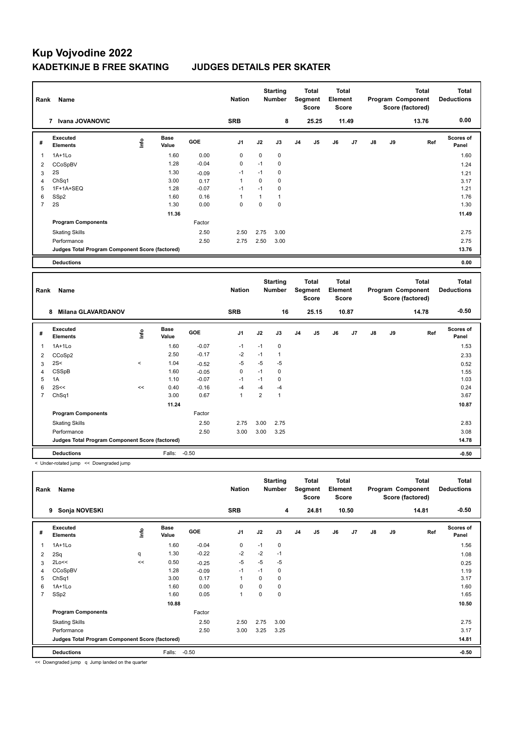# Kup Vojvodine 2022

## KADETKINJE B FREE SKATING JUDGES DETAILS PER SKATER

| Rank | Name | Nation | Starting Number | Total Segment Score | Total Element Score | Total Program Component Score (factored) | Total Deductions |
|---|---|---|---|---|---|---|---|
| 7 | Ivana JOVANOVIC | SRB | 8 | 25.25 | 11.49 | 13.76 | 0.00 |

| # | Executed Elements | Info | Base Value | GOE | J1 | J2 | J3 | J4 | J5 | J6 | J7 | J8 | J9 | Ref | Scores of Panel |
|---|---|---|---|---|---|---|---|---|---|---|---|---|---|---|---|
| 1 | 1A+1Lo | | 1.60 | 0.00 | 0 | 0 | 0 | | | | | | | | 1.60 |
| 2 | CCoSpBV | | 1.28 | -0.04 | 0 | -1 | 0 | | | | | | | | 1.24 |
| 3 | 2S | | 1.30 | -0.09 | -1 | -1 | 0 | | | | | | | | 1.21 |
| 4 | ChSq1 | | 3.00 | 0.17 | 1 | 0 | 0 | | | | | | | | 3.17 |
| 5 | 1F+1A+SEQ | | 1.28 | -0.07 | -1 | -1 | 0 | | | | | | | | 1.21 |
| 6 | SSp2 | | 1.60 | 0.16 | 1 | 1 | 1 | | | | | | | | 1.76 |
| 7 | 2S | | 1.30 | 0.00 | 0 | 0 | 0 | | | | | | | | 1.30 |
| | | | 11.36 | | | | | | | | | | | | 11.49 |
| | Program Components | | | Factor | | | | | | | | | | | |
| | Skating Skills | | | 2.50 | 2.50 | 2.75 | 3.00 | | | | | | | | 2.75 |
| | Performance | | | 2.50 | 2.75 | 2.50 | 3.00 | | | | | | | | 2.75 |
| | Judges Total Program Component Score (factored) | | | | | | | | | | | | | | 13.76 |
| | Deductions | | | | | | | | | | | | | | 0.00 |

| Rank | Name | Nation | Starting Number | Total Segment Score | Total Element Score | Total Program Component Score (factored) | Total Deductions |
|---|---|---|---|---|---|---|---|
| 8 | Milana GLAVARDANOV | SRB | 16 | 25.15 | 10.87 | 14.78 | -0.50 |

| # | Executed Elements | Info | Base Value | GOE | J1 | J2 | J3 | J4 | J5 | J6 | J7 | J8 | J9 | Ref | Scores of Panel |
|---|---|---|---|---|---|---|---|---|---|---|---|---|---|---|---|
| 1 | 1A+1Lo | | 1.60 | -0.07 | -1 | -1 | 0 | | | | | | | | 1.53 |
| 2 | CCoSp2 | | 2.50 | -0.17 | -2 | -1 | 1 | | | | | | | | 2.33 |
| 3 | 2S< | < | 1.04 | -0.52 | -5 | -5 | -5 | | | | | | | | 0.52 |
| 4 | CSSpB | | 1.60 | -0.05 | 0 | -1 | 0 | | | | | | | | 1.55 |
| 5 | 1A | | 1.10 | -0.07 | -1 | -1 | 0 | | | | | | | | 1.03 |
| 6 | 2S<< | << | 0.40 | -0.16 | -4 | -4 | -4 | | | | | | | | 0.24 |
| 7 | ChSq1 | | 3.00 | 0.67 | 1 | 2 | 1 | | | | | | | | 3.67 |
| | | | 11.24 | | | | | | | | | | | | 10.87 |
| | Program Components | | | Factor | | | | | | | | | | | |
| | Skating Skills | | | 2.50 | 2.75 | 3.00 | 2.75 | | | | | | | | 2.83 |
| | Performance | | | 2.50 | 3.00 | 3.00 | 3.25 | | | | | | | | 3.08 |
| | Judges Total Program Component Score (factored) | | | | | | | | | | | | | | 14.78 |
| | Deductions | | Falls: | -0.50 | | | | | | | | | | | -0.50 |

< Under-rotated jump << Downgraded jump

| Rank | Name | Nation | Starting Number | Total Segment Score | Total Element Score | Total Program Component Score (factored) | Total Deductions |
|---|---|---|---|---|---|---|---|
| 9 | Sonja NOVESKI | SRB | 4 | 24.81 | 10.50 | 14.81 | -0.50 |

| # | Executed Elements | Info | Base Value | GOE | J1 | J2 | J3 | J4 | J5 | J6 | J7 | J8 | J9 | Ref | Scores of Panel |
|---|---|---|---|---|---|---|---|---|---|---|---|---|---|---|---|
| 1 | 1A+1Lo | | 1.60 | -0.04 | 0 | -1 | 0 | | | | | | | | 1.56 |
| 2 | 2Sq | q | 1.30 | -0.22 | -2 | -2 | -1 | | | | | | | | 1.08 |
| 3 | 2Lo<< | << | 0.50 | -0.25 | -5 | -5 | -5 | | | | | | | | 0.25 |
| 4 | CCoSpBV | | 1.28 | -0.09 | -1 | -1 | 0 | | | | | | | | 1.19 |
| 5 | ChSq1 | | 3.00 | 0.17 | 1 | 0 | 0 | | | | | | | | 3.17 |
| 6 | 1A+1Lo | | 1.60 | 0.00 | 0 | 0 | 0 | | | | | | | | 1.60 |
| 7 | SSp2 | | 1.60 | 0.05 | 1 | 0 | 0 | | | | | | | | 1.65 |
| | | | 10.88 | | | | | | | | | | | | 10.50 |
| | Program Components | | | Factor | | | | | | | | | | | |
| | Skating Skills | | | 2.50 | 2.50 | 2.75 | 3.00 | | | | | | | | 2.75 |
| | Performance | | | 2.50 | 3.00 | 3.25 | 3.25 | | | | | | | | 3.17 |
| | Judges Total Program Component Score (factored) | | | | | | | | | | | | | | 14.81 |
| | Deductions | | Falls: | -0.50 | | | | | | | | | | | -0.50 |

<< Downgraded jump q Jump landed on the quarter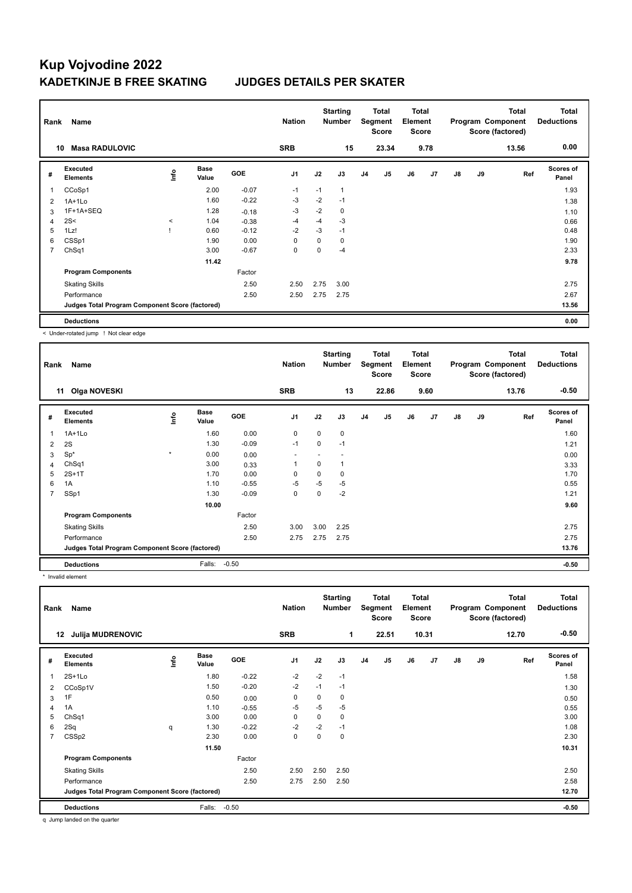# Kup Vojvodine 2022

## KADETKINJE B FREE SKATING JUDGES DETAILS PER SKATER

| Rank | Name | Nation | Starting Number | Total Segment Score | Total Element Score | Total Program Component Score (factored) | Total Deductions |
|---|---|---|---|---|---|---|---|
| 10 | Masa RADULOVIC | SRB | 15 | 23.34 | 9.78 | 13.56 | 0.00 |

| # | Executed Elements | Info | Base Value | GOE | J1 | J2 | J3 | J4 | J5 | J6 | J7 | J8 | J9 | Ref | Scores of Panel |
|---|---|---|---|---|---|---|---|---|---|---|---|---|---|---|---|
| 1 | CCoSp1 | | 2.00 | -0.07 | -1 | -1 | 1 | | | | | | | | 1.93 |
| 2 | 1A+1Lo | | 1.60 | -0.22 | -3 | -2 | -1 | | | | | | | | 1.38 |
| 3 | 1F+1A+SEQ | | 1.28 | -0.18 | -3 | -2 | 0 | | | | | | | | 1.10 |
| 4 | 2S< | < | 1.04 | -0.38 | -4 | -4 | -3 | | | | | | | | 0.66 |
| 5 | 1Lz! | ! | 0.60 | -0.12 | -2 | -3 | -1 | | | | | | | | 0.48 |
| 6 | CSSp1 | | 1.90 | 0.00 | 0 | 0 | 0 | | | | | | | | 1.90 |
| 7 | ChSq1 | | 3.00 | -0.67 | 0 | 0 | -4 | | | | | | | | 2.33 |
| | | | 11.42 | | | | | | | | | | | | 9.78 |
| | **Program Components** | | | Factor | | | | | | | | | | | |
| | Skating Skills | | | 2.50 | 2.50 | 2.75 | 3.00 | | | | | | | | 2.75 |
| | Performance | | | 2.50 | 2.50 | 2.75 | 2.75 | | | | | | | | 2.67 |
| | **Judges Total Program Component Score (factored)** | | | | | | | | | | | | | | 13.56 |
| | **Deductions** | | | | | | | | | | | | | | 0.00 |

< Under-rotated jump ! Not clear edge

| Rank | Name | Nation | Starting Number | Total Segment Score | Total Element Score | Total Program Component Score (factored) | Total Deductions |
|---|---|---|---|---|---|---|---|
| 11 | Olga NOVESKI | SRB | 13 | 22.86 | 9.60 | 13.76 | -0.50 |

| # | Executed Elements | Info | Base Value | GOE | J1 | J2 | J3 | J4 | J5 | J6 | J7 | J8 | J9 | Ref | Scores of Panel |
|---|---|---|---|---|---|---|---|---|---|---|---|---|---|---|---|
| 1 | 1A+1Lo | | 1.60 | 0.00 | 0 | 0 | 0 | | | | | | | | 1.60 |
| 2 | 2S | | 1.30 | -0.09 | -1 | 0 | -1 | | | | | | | | 1.21 |
| 3 | Sp* | * | 0.00 | 0.00 | - | - | - | | | | | | | | 0.00 |
| 4 | ChSq1 | | 3.00 | 0.33 | 1 | 0 | 1 | | | | | | | | 3.33 |
| 5 | 2S+1T | | 1.70 | 0.00 | 0 | 0 | 0 | | | | | | | | 1.70 |
| 6 | 1A | | 1.10 | -0.55 | -5 | -5 | -5 | | | | | | | | 0.55 |
| 7 | SSp1 | | 1.30 | -0.09 | 0 | 0 | -2 | | | | | | | | 1.21 |
| | | | 10.00 | | | | | | | | | | | | 9.60 |
| | **Program Components** | | | Factor | | | | | | | | | | | |
| | Skating Skills | | | 2.50 | 3.00 | 3.00 | 2.25 | | | | | | | | 2.75 |
| | Performance | | | 2.50 | 2.75 | 2.75 | 2.75 | | | | | | | | 2.75 |
| | **Judges Total Program Component Score (factored)** | | | | | | | | | | | | | | 13.76 |
| | **Deductions** | | Falls: | -0.50 | | | | | | | | | | | -0.50 |

* Invalid element

| Rank | Name | Nation | Starting Number | Total Segment Score | Total Element Score | Total Program Component Score (factored) | Total Deductions |
|---|---|---|---|---|---|---|---|
| 12 | Julija MUDRENOVIC | SRB | 1 | 22.51 | 10.31 | 12.70 | -0.50 |

| # | Executed Elements | Info | Base Value | GOE | J1 | J2 | J3 | J4 | J5 | J6 | J7 | J8 | J9 | Ref | Scores of Panel |
|---|---|---|---|---|---|---|---|---|---|---|---|---|---|---|---|
| 1 | 2S+1Lo | | 1.80 | -0.22 | -2 | -2 | -1 | | | | | | | | 1.58 |
| 2 | CCoSp1V | | 1.50 | -0.20 | -2 | -1 | -1 | | | | | | | | 1.30 |
| 3 | 1F | | 0.50 | 0.00 | 0 | 0 | 0 | | | | | | | | 0.50 |
| 4 | 1A | | 1.10 | -0.55 | -5 | -5 | -5 | | | | | | | | 0.55 |
| 5 | ChSq1 | | 3.00 | 0.00 | 0 | 0 | 0 | | | | | | | | 3.00 |
| 6 | 2Sq | q | 1.30 | -0.22 | -2 | -2 | -1 | | | | | | | | 1.08 |
| 7 | CSSp2 | | 2.30 | 0.00 | 0 | 0 | 0 | | | | | | | | 2.30 |
| | | | 11.50 | | | | | | | | | | | | 10.31 |
| | **Program Components** | | | Factor | | | | | | | | | | | |
| | Skating Skills | | | 2.50 | 2.50 | 2.50 | 2.50 | | | | | | | | 2.50 |
| | Performance | | | 2.50 | 2.75 | 2.50 | 2.50 | | | | | | | | 2.58 |
| | **Judges Total Program Component Score (factored)** | | | | | | | | | | | | | | 12.70 |
| | **Deductions** | | Falls: | -0.50 | | | | | | | | | | | -0.50 |

q Jump landed on the quarter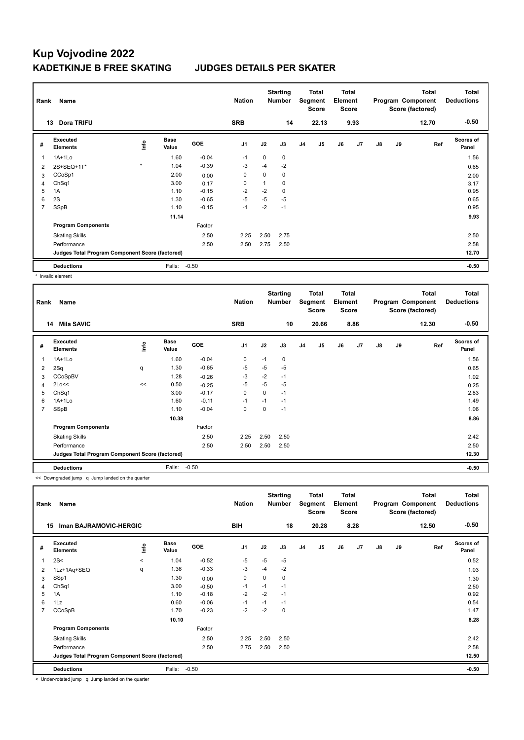# Kup Vojvodine 2022

## KADETKINJE B FREE SKATING JUDGES DETAILS PER SKATER

| Rank | Name | Nation | Starting Number | Total Segment Score | Total Element Score | Total Program Component Score (factored) | Total Deductions |
|---|---|---|---|---|---|---|---|
| 13 | Dora TRIFU | SRB | 14 | 22.13 | 9.93 | 12.70 | -0.50 |

| # | Executed Elements | Info | Base Value | GOE | J1 | J2 | J3 | J4 | J5 | J6 | J7 | J8 | J9 | Ref | Scores of Panel |
|---|---|---|---|---|---|---|---|---|---|---|---|---|---|---|---|
| 1 | 1A+1Lo | | 1.60 | -0.04 | -1 | 0 | 0 | | | | | | | | 1.56 |
| 2 | 2S+SEQ+1T* | * | 1.04 | -0.39 | -3 | -4 | -2 | | | | | | | | 0.65 |
| 3 | CCoSp1 | | 2.00 | 0.00 | 0 | 0 | 0 | | | | | | | | 2.00 |
| 4 | ChSq1 | | 3.00 | 0.17 | 0 | 1 | 0 | | | | | | | | 3.17 |
| 5 | 1A | | 1.10 | -0.15 | -2 | -2 | 0 | | | | | | | | 0.95 |
| 6 | 2S | | 1.30 | -0.65 | -5 | -5 | -5 | | | | | | | | 0.65 |
| 7 | SSpB | | 1.10 | -0.15 | -1 | -2 | -1 | | | | | | | | 0.95 |
| | | | 11.14 | | | | | | | | | | | | 9.93 |
| | Program Components | | | Factor | | | | | | | | | | | |
| | Skating Skills | | | 2.50 | 2.25 | 2.50 | 2.75 | | | | | | | | 2.50 |
| | Performance | | | 2.50 | 2.50 | 2.75 | 2.50 | | | | | | | | 2.58 |
| | Judges Total Program Component Score (factored) | | | | | | | | | | | | | | 12.70 |
| | Deductions | | Falls: | -0.50 | | | | | | | | | | | -0.50 |

* Invalid element

| Rank | Name | Nation | Starting Number | Total Segment Score | Total Element Score | Total Program Component Score (factored) | Total Deductions |
|---|---|---|---|---|---|---|---|
| 14 | Mila SAVIC | SRB | 10 | 20.66 | 8.86 | 12.30 | -0.50 |

| # | Executed Elements | Info | Base Value | GOE | J1 | J2 | J3 | J4 | J5 | J6 | J7 | J8 | J9 | Ref | Scores of Panel |
|---|---|---|---|---|---|---|---|---|---|---|---|---|---|---|---|
| 1 | 1A+1Lo | | 1.60 | -0.04 | 0 | -1 | 0 | | | | | | | | 1.56 |
| 2 | 2Sq | q | 1.30 | -0.65 | -5 | -5 | -5 | | | | | | | | 0.65 |
| 3 | CCoSpBV | | 1.28 | -0.26 | -3 | -2 | -1 | | | | | | | | 1.02 |
| 4 | 2Lo<< | << | 0.50 | -0.25 | -5 | -5 | -5 | | | | | | | | 0.25 |
| 5 | ChSq1 | | 3.00 | -0.17 | 0 | 0 | -1 | | | | | | | | 2.83 |
| 6 | 1A+1Lo | | 1.60 | -0.11 | -1 | -1 | -1 | | | | | | | | 1.49 |
| 7 | SSpB | | 1.10 | -0.04 | 0 | 0 | -1 | | | | | | | | 1.06 |
| | | | 10.38 | | | | | | | | | | | | 8.86 |
| | Program Components | | | Factor | | | | | | | | | | | |
| | Skating Skills | | | 2.50 | 2.25 | 2.50 | 2.50 | | | | | | | | 2.42 |
| | Performance | | | 2.50 | 2.50 | 2.50 | 2.50 | | | | | | | | 2.50 |
| | Judges Total Program Component Score (factored) | | | | | | | | | | | | | | 12.30 |
| | Deductions | | Falls: | -0.50 | | | | | | | | | | | -0.50 |

<< Downgraded jump q Jump landed on the quarter

| Rank | Name | Nation | Starting Number | Total Segment Score | Total Element Score | Total Program Component Score (factored) | Total Deductions |
|---|---|---|---|---|---|---|---|
| 15 | Iman BAJRAMOVIC-HERGIC | BIH | 18 | 20.28 | 8.28 | 12.50 | -0.50 |

| # | Executed Elements | Info | Base Value | GOE | J1 | J2 | J3 | J4 | J5 | J6 | J7 | J8 | J9 | Ref | Scores of Panel |
|---|---|---|---|---|---|---|---|---|---|---|---|---|---|---|---|
| 1 | 2S< | < | 1.04 | -0.52 | -5 | -5 | -5 | | | | | | | | 0.52 |
| 2 | 1Lz+1Aq+SEQ | q | 1.36 | -0.33 | -3 | -4 | -2 | | | | | | | | 1.03 |
| 3 | SSp1 | | 1.30 | 0.00 | 0 | 0 | 0 | | | | | | | | 1.30 |
| 4 | ChSq1 | | 3.00 | -0.50 | -1 | -1 | -1 | | | | | | | | 2.50 |
| 5 | 1A | | 1.10 | -0.18 | -2 | -2 | -1 | | | | | | | | 0.92 |
| 6 | 1Lz | | 0.60 | -0.06 | -1 | -1 | -1 | | | | | | | | 0.54 |
| 7 | CCoSpB | | 1.70 | -0.23 | -2 | -2 | 0 | | | | | | | | 1.47 |
| | | | 10.10 | | | | | | | | | | | | 8.28 |
| | Program Components | | | Factor | | | | | | | | | | | |
| | Skating Skills | | | 2.50 | 2.25 | 2.50 | 2.50 | | | | | | | | 2.42 |
| | Performance | | | 2.50 | 2.75 | 2.50 | 2.50 | | | | | | | | 2.58 |
| | Judges Total Program Component Score (factored) | | | | | | | | | | | | | | 12.50 |
| | Deductions | | Falls: | -0.50 | | | | | | | | | | | -0.50 |

< Under-rotated jump q Jump landed on the quarter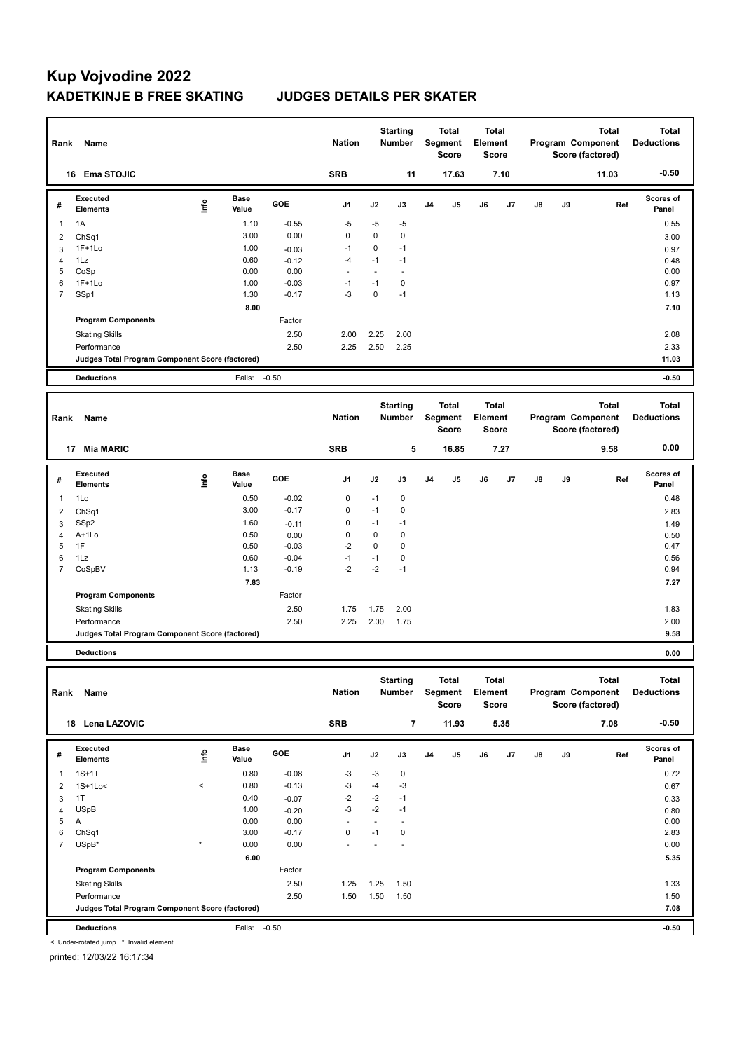# Kup Vojvodine 2022

## KADETKINJE B FREE SKATING JUDGES DETAILS PER SKATER

| Rank | Name | Nation | Starting Number | Total Segment Score | Total Element Score | Total Program Component Score (factored) | Total Deductions |
|---|---|---|---|---|---|---|---|
| 16 | Ema STOJIC | SRB | 11 | 17.63 | 7.10 | 11.03 | -0.50 |

| # | Executed Elements | Info | Base Value | GOE | J1 | J2 | J3 | J4 | J5 | J6 | J7 | J8 | J9 | Ref | Scores of Panel |
|---|---|---|---|---|---|---|---|---|---|---|---|---|---|---|---|
| 1 | 1A | | 1.10 | -0.55 | -5 | -5 | -5 | | | | | | | | 0.55 |
| 2 | ChSq1 | | 3.00 | 0.00 | 0 | 0 | 0 | | | | | | | | 3.00 |
| 3 | 1F+1Lo | | 1.00 | -0.03 | -1 | 0 | -1 | | | | | | | | 0.97 |
| 4 | 1Lz | | 0.60 | -0.12 | -4 | -1 | -1 | | | | | | | | 0.48 |
| 5 | CoSp | | 0.00 | 0.00 | - | - | - | | | | | | | | 0.00 |
| 6 | 1F+1Lo | | 1.00 | -0.03 | -1 | -1 | 0 | | | | | | | | 0.97 |
| 7 | SSp1 | | 1.30 | -0.17 | -3 | 0 | -1 | | | | | | | | 1.13 |
| | | | 8.00 | | | | | | | | | | | | 7.10 |
| | Program Components | | | Factor | | | | | | | | | | | |
| | Skating Skills | | | 2.50 | 2.00 | 2.25 | 2.00 | | | | | | | | 2.08 |
| | Performance | | | 2.50 | 2.25 | 2.50 | 2.25 | | | | | | | | 2.33 |
| | Judges Total Program Component Score (factored) | | | | | | | | | | | | | | 11.03 |
| | Deductions | | Falls: | -0.50 | | | | | | | | | | | -0.50 |

| Rank | Name | Nation | Starting Number | Total Segment Score | Total Element Score | Total Program Component Score (factored) | Total Deductions |
|---|---|---|---|---|---|---|---|
| 17 | Mia MARIC | SRB | 5 | 16.85 | 7.27 | 9.58 | 0.00 |

| # | Executed Elements | Info | Base Value | GOE | J1 | J2 | J3 | J4 | J5 | J6 | J7 | J8 | J9 | Ref | Scores of Panel |
|---|---|---|---|---|---|---|---|---|---|---|---|---|---|---|---|
| 1 | 1Lo | | 0.50 | -0.02 | 0 | -1 | 0 | | | | | | | | 0.48 |
| 2 | ChSq1 | | 3.00 | -0.17 | 0 | -1 | 0 | | | | | | | | 2.83 |
| 3 | SSp2 | | 1.60 | -0.11 | 0 | -1 | -1 | | | | | | | | 1.49 |
| 4 | A+1Lo | | 0.50 | 0.00 | 0 | 0 | 0 | | | | | | | | 0.50 |
| 5 | 1F | | 0.50 | -0.03 | -2 | 0 | 0 | | | | | | | | 0.47 |
| 6 | 1Lz | | 0.60 | -0.04 | -1 | -1 | 0 | | | | | | | | 0.56 |
| 7 | CoSpBV | | 1.13 | -0.19 | -2 | -2 | -1 | | | | | | | | 0.94 |
| | | | 7.83 | | | | | | | | | | | | 7.27 |
| | Program Components | | | Factor | | | | | | | | | | | |
| | Skating Skills | | | 2.50 | 1.75 | 1.75 | 2.00 | | | | | | | | 1.83 |
| | Performance | | | 2.50 | 2.25 | 2.00 | 1.75 | | | | | | | | 2.00 |
| | Judges Total Program Component Score (factored) | | | | | | | | | | | | | | 9.58 |
| | Deductions | | | | | | | | | | | | | | 0.00 |

| Rank | Name | Nation | Starting Number | Total Segment Score | Total Element Score | Total Program Component Score (factored) | Total Deductions |
|---|---|---|---|---|---|---|---|
| 18 | Lena LAZOVIC | SRB | 7 | 11.93 | 5.35 | 7.08 | -0.50 |

| # | Executed Elements | Info | Base Value | GOE | J1 | J2 | J3 | J4 | J5 | J6 | J7 | J8 | J9 | Ref | Scores of Panel |
|---|---|---|---|---|---|---|---|---|---|---|---|---|---|---|---|
| 1 | 1S+1T | | 0.80 | -0.08 | -3 | -3 | 0 | | | | | | | | 0.72 |
| 2 | 1S+1Lo< | < | 0.80 | -0.13 | -3 | -4 | -3 | | | | | | | | 0.67 |
| 3 | 1T | | 0.40 | -0.07 | -2 | -2 | -1 | | | | | | | | 0.33 |
| 4 | USpB | | 1.00 | -0.20 | -3 | -2 | -1 | | | | | | | | 0.80 |
| 5 | A | | 0.00 | 0.00 | - | - | - | | | | | | | | 0.00 |
| 6 | ChSq1 | | 3.00 | -0.17 | 0 | -1 | 0 | | | | | | | | 2.83 |
| 7 | USpB* | * | 0.00 | 0.00 | - | - | - | | | | | | | | 0.00 |
| | | | 6.00 | | | | | | | | | | | | 5.35 |
| | Program Components | | | Factor | | | | | | | | | | | |
| | Skating Skills | | | 2.50 | 1.25 | 1.25 | 1.50 | | | | | | | | 1.33 |
| | Performance | | | 2.50 | 1.50 | 1.50 | 1.50 | | | | | | | | 1.50 |
| | Judges Total Program Component Score (factored) | | | | | | | | | | | | | | 7.08 |
| | Deductions | | Falls: | -0.50 | | | | | | | | | | | -0.50 |

< Under-rotated jump * Invalid element

printed: 12/03/22 16:17:34